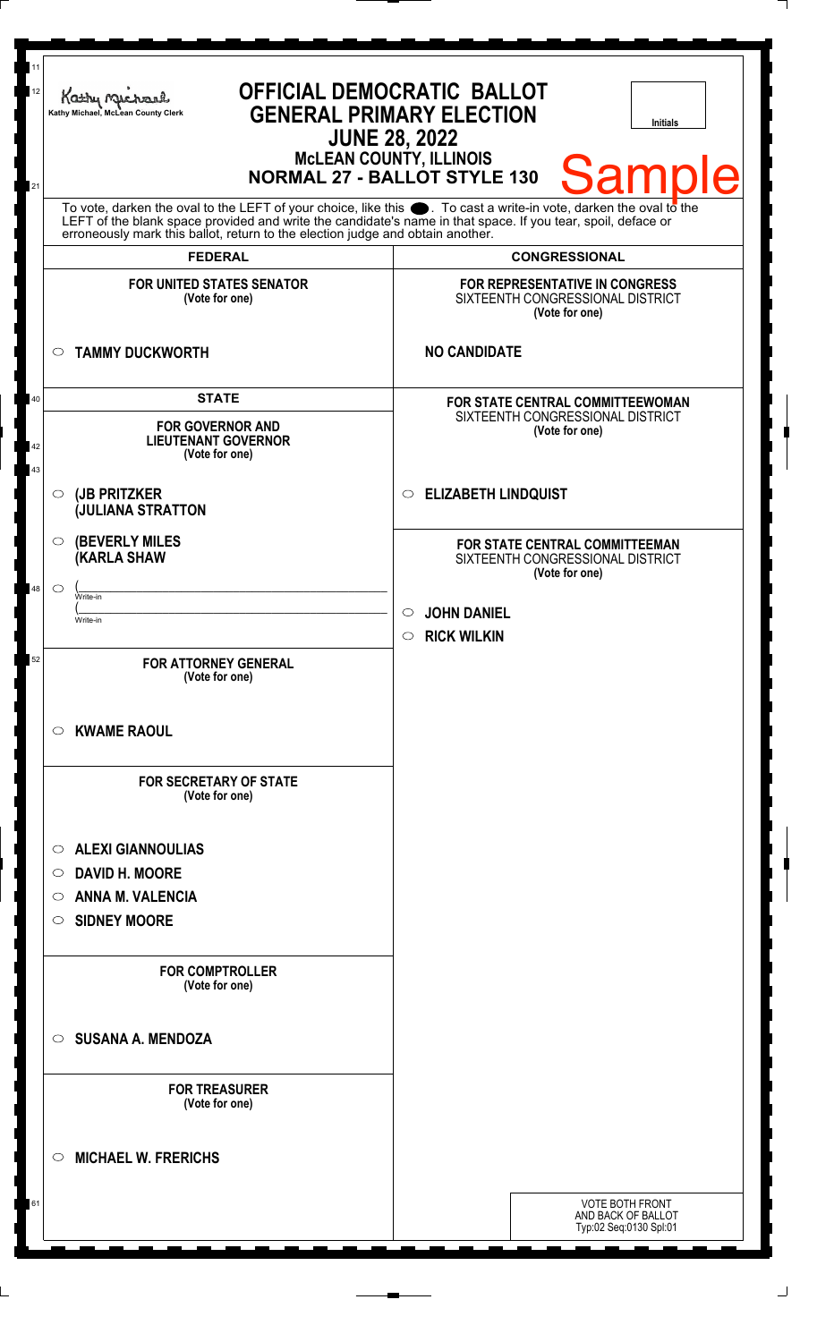Kathy Michael, McLean County Clerk

# OFFICIAL DEMOCRATIC BALLOT
## GENERAL PRIMARY ELECTION
## JUNE 28, 2022
## McLEAN COUNTY, ILLINOIS
## NORMAL 27 - BALLOT STYLE 130

Initials

Sample

To vote, darken the oval to the LEFT of your choice, like this ●. To cast a write-in vote, darken the oval to the LEFT of the blank space provided and write the candidate's name in that space. If you tear, spoil, deface or erroneously mark this ballot, return to the election judge and obtain another.

## FEDERAL

**FOR UNITED STATES SENATOR**
**(Vote for one)**

- ○ **TAMMY DUCKWORTH**

## STATE

**FOR GOVERNOR AND LIEUTENANT GOVERNOR**
**(Vote for one)**

- ○ **(JB PRITZKER**
  **(JULIANA STRATTON**
- ○ **(BEVERLY MILES**
  **(KARLA SHAW**
- ○ (______________________ Write-in
  (______________________ Write-in

**FOR ATTORNEY GENERAL**
**(Vote for one)**

- ○ **KWAME RAOUL**

**FOR SECRETARY OF STATE**
**(Vote for one)**

- ○ **ALEXI GIANNOULIAS**
- ○ **DAVID H. MOORE**
- ○ **ANNA M. VALENCIA**
- ○ **SIDNEY MOORE**

**FOR COMPTROLLER**
**(Vote for one)**

- ○ **SUSANA A. MENDOZA**

**FOR TREASURER**
**(Vote for one)**

- ○ **MICHAEL W. FRERICHS**

## CONGRESSIONAL

**FOR REPRESENTATIVE IN CONGRESS**
SIXTEENTH CONGRESSIONAL DISTRICT
**(Vote for one)**

**NO CANDIDATE**

**FOR STATE CENTRAL COMMITTEEWOMAN**
SIXTEENTH CONGRESSIONAL DISTRICT
**(Vote for one)**

- ○ **ELIZABETH LINDQUIST**

**FOR STATE CENTRAL COMMITTEEMAN**
SIXTEENTH CONGRESSIONAL DISTRICT
**(Vote for one)**

- ○ **JOHN DANIEL**
- ○ **RICK WILKIN**

VOTE BOTH FRONT AND BACK OF BALLOT
Typ:02 Seq:0130 Spl:01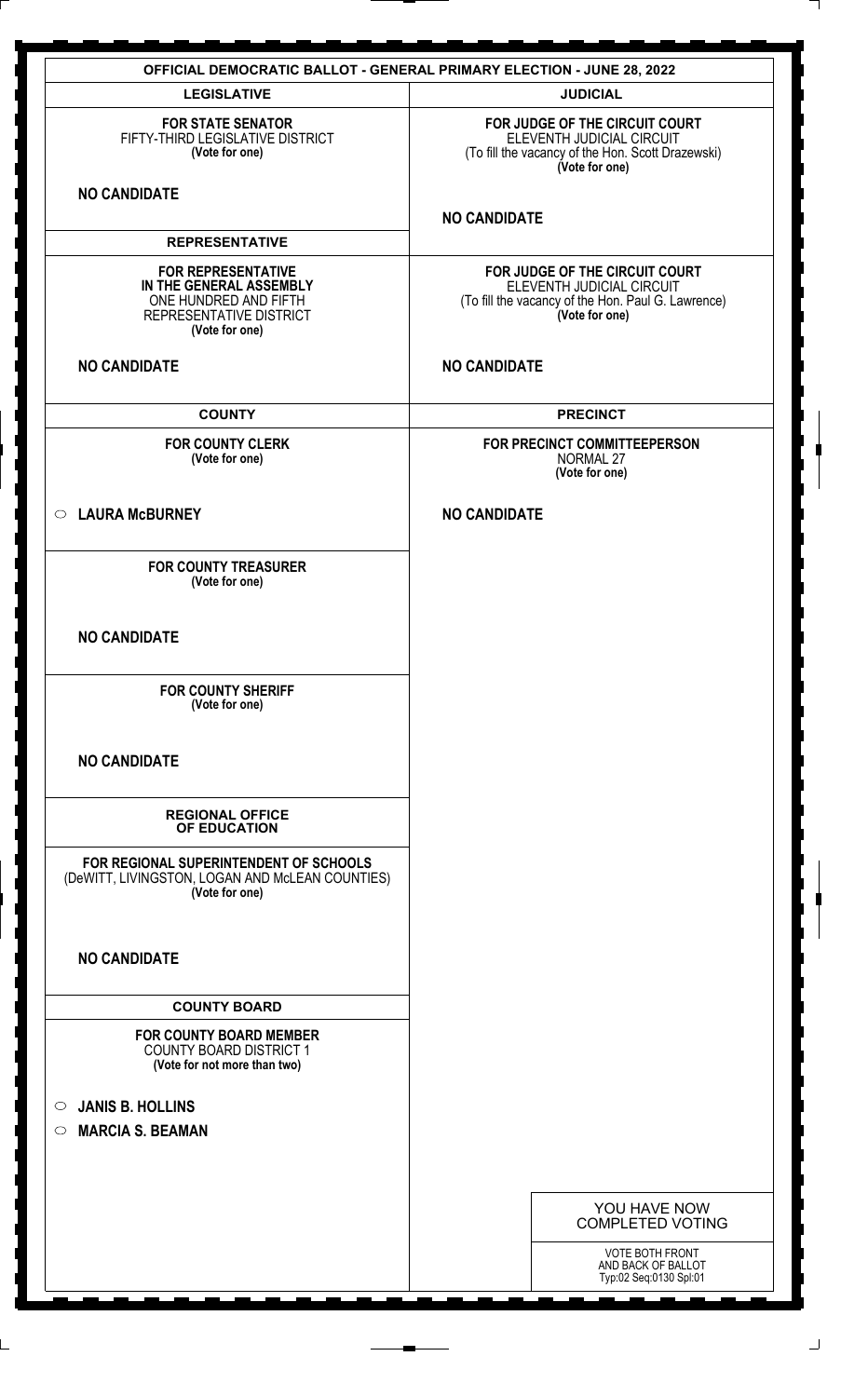# OFFICIAL DEMOCRATIC BALLOT - GENERAL PRIMARY ELECTION - JUNE 28, 2022

## LEGISLATIVE

**FOR STATE SENATOR**
FIFTY-THIRD LEGISLATIVE DISTRICT
**(Vote for one)**

**NO CANDIDATE**

## REPRESENTATIVE

**FOR REPRESENTATIVE IN THE GENERAL ASSEMBLY**
ONE HUNDRED AND FIFTH REPRESENTATIVE DISTRICT
**(Vote for one)**

**NO CANDIDATE**

## COUNTY

**FOR COUNTY CLERK**
**(Vote for one)**

○ **LAURA McBURNEY**

**FOR COUNTY TREASURER**
**(Vote for one)**

**NO CANDIDATE**

**FOR COUNTY SHERIFF**
**(Vote for one)**

**NO CANDIDATE**

## REGIONAL OFFICE OF EDUCATION

**FOR REGIONAL SUPERINTENDENT OF SCHOOLS**
(DeWITT, LIVINGSTON, LOGAN AND McLEAN COUNTIES)
**(Vote for one)**

**NO CANDIDATE**

## COUNTY BOARD

**FOR COUNTY BOARD MEMBER**
COUNTY BOARD DISTRICT 1
**(Vote for not more than two)**

○ **JANIS B. HOLLINS**
○ **MARCIA S. BEAMAN**

## JUDICIAL

**FOR JUDGE OF THE CIRCUIT COURT**
ELEVENTH JUDICIAL CIRCUIT
(To fill the vacancy of the Hon. Scott Drazewski)
**(Vote for one)**

**NO CANDIDATE**

**FOR JUDGE OF THE CIRCUIT COURT**
ELEVENTH JUDICIAL CIRCUIT
(To fill the vacancy of the Hon. Paul G. Lawrence)
**(Vote for one)**

**NO CANDIDATE**

## PRECINCT

**FOR PRECINCT COMMITTEEPERSON**
NORMAL 27
**(Vote for one)**

**NO CANDIDATE**

YOU HAVE NOW COMPLETED VOTING

VOTE BOTH FRONT AND BACK OF BALLOT
Typ:02 Seq:0130 Spl:01